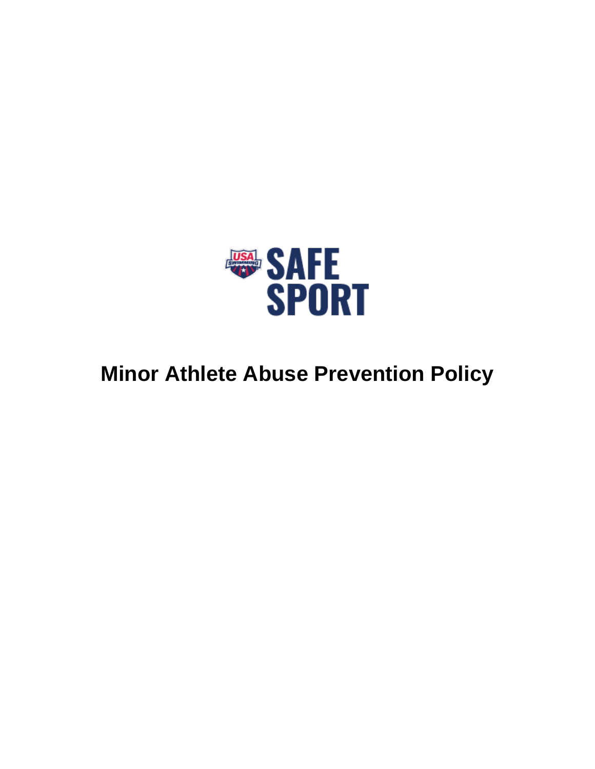USA SWIMMING SAFE SPORT

# Minor Athlete Abuse Prevention Policy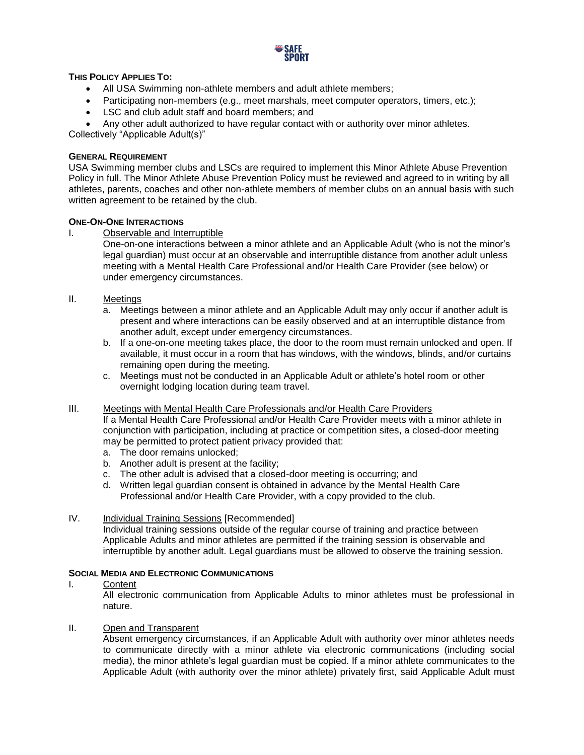**THIS POLICY APPLIES TO:**

- All USA Swimming non-athlete members and adult athlete members;
- Participating non-members (e.g., meet marshals, meet computer operators, timers, etc.);
- LSC and club adult staff and board members; and
- Any other adult authorized to have regular contact with or authority over minor athletes.

Collectively "Applicable Adult(s)"

**GENERAL REQUIREMENT**

USA Swimming member clubs and LSCs are required to implement this Minor Athlete Abuse Prevention Policy in full. The Minor Athlete Abuse Prevention Policy must be reviewed and agreed to in writing by all athletes, parents, coaches and other non-athlete members of member clubs on an annual basis with such written agreement to be retained by the club.

**ONE-ON-ONE INTERACTIONS**

I. Observable and Interruptible

One-on-one interactions between a minor athlete and an Applicable Adult (who is not the minor's legal guardian) must occur at an observable and interruptible distance from another adult unless meeting with a Mental Health Care Professional and/or Health Care Provider (see below) or under emergency circumstances.

II. Meetings

a. Meetings between a minor athlete and an Applicable Adult may only occur if another adult is present and where interactions can be easily observed and at an interruptible distance from another adult, except under emergency circumstances.
b. If a one-on-one meeting takes place, the door to the room must remain unlocked and open. If available, it must occur in a room that has windows, with the windows, blinds, and/or curtains remaining open during the meeting.
c. Meetings must not be conducted in an Applicable Adult or athlete's hotel room or other overnight lodging location during team travel.

III. Meetings with Mental Health Care Professionals and/or Health Care Providers

If a Mental Health Care Professional and/or Health Care Provider meets with a minor athlete in conjunction with participation, including at practice or competition sites, a closed-door meeting may be permitted to protect patient privacy provided that:

a. The door remains unlocked;
b. Another adult is present at the facility;
c. The other adult is advised that a closed-door meeting is occurring; and
d. Written legal guardian consent is obtained in advance by the Mental Health Care Professional and/or Health Care Provider, with a copy provided to the club.

IV. Individual Training Sessions [Recommended]

Individual training sessions outside of the regular course of training and practice between Applicable Adults and minor athletes are permitted if the training session is observable and interruptible by another adult. Legal guardians must be allowed to observe the training session.

**SOCIAL MEDIA AND ELECTRONIC COMMUNICATIONS**

I. Content

All electronic communication from Applicable Adults to minor athletes must be professional in nature.

II. Open and Transparent

Absent emergency circumstances, if an Applicable Adult with authority over minor athletes needs to communicate directly with a minor athlete via electronic communications (including social media), the minor athlete's legal guardian must be copied. If a minor athlete communicates to the Applicable Adult (with authority over the minor athlete) privately first, said Applicable Adult must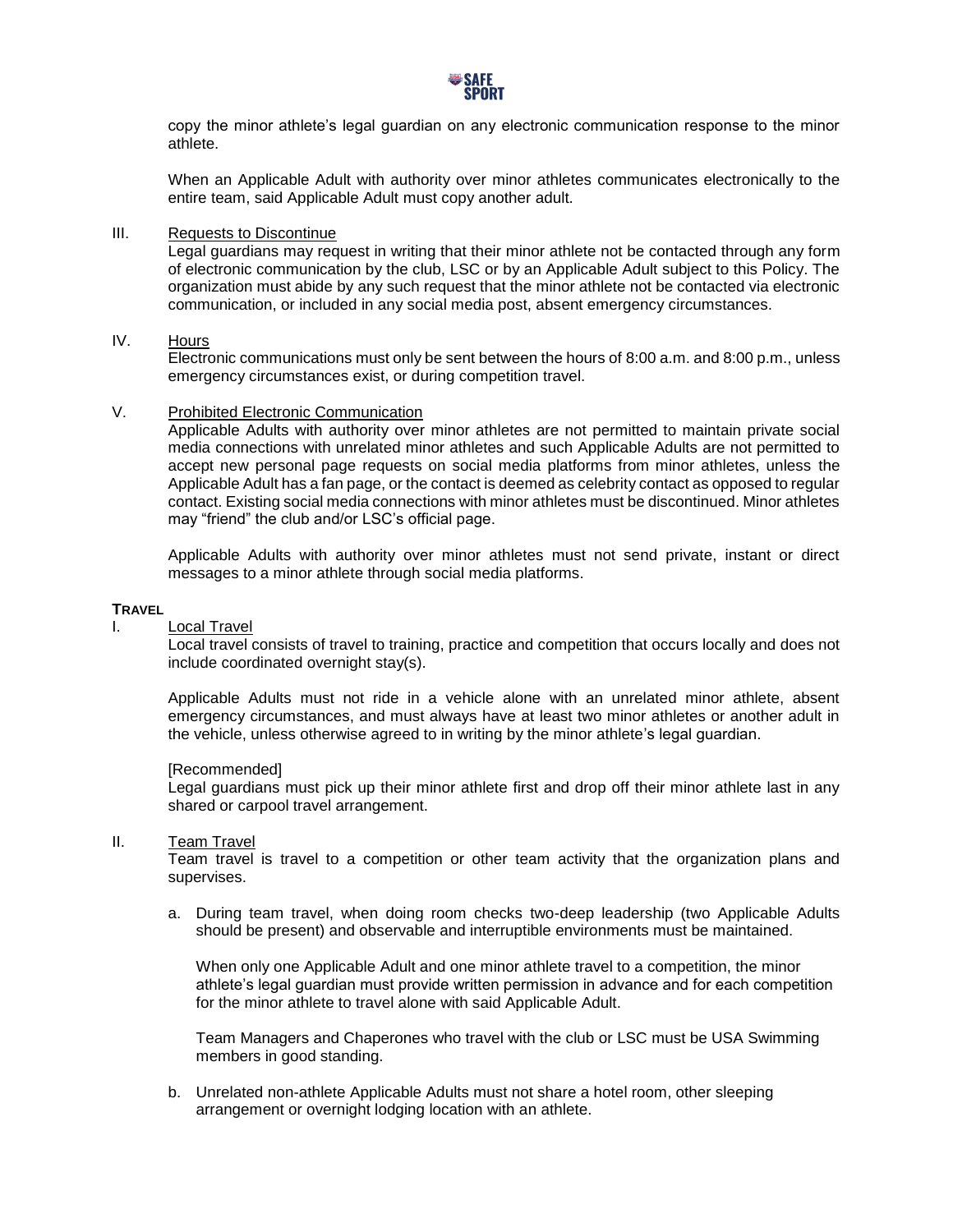copy the minor athlete's legal guardian on any electronic communication response to the minor athlete.

When an Applicable Adult with authority over minor athletes communicates electronically to the entire team, said Applicable Adult must copy another adult.

III. Requests to Discontinue

Legal guardians may request in writing that their minor athlete not be contacted through any form of electronic communication by the club, LSC or by an Applicable Adult subject to this Policy. The organization must abide by any such request that the minor athlete not be contacted via electronic communication, or included in any social media post, absent emergency circumstances.

IV. Hours

Electronic communications must only be sent between the hours of 8:00 a.m. and 8:00 p.m., unless emergency circumstances exist, or during competition travel.

V. Prohibited Electronic Communication

Applicable Adults with authority over minor athletes are not permitted to maintain private social media connections with unrelated minor athletes and such Applicable Adults are not permitted to accept new personal page requests on social media platforms from minor athletes, unless the Applicable Adult has a fan page, or the contact is deemed as celebrity contact as opposed to regular contact. Existing social media connections with minor athletes must be discontinued. Minor athletes may "friend" the club and/or LSC's official page.

Applicable Adults with authority over minor athletes must not send private, instant or direct messages to a minor athlete through social media platforms.

**TRAVEL**

I. Local Travel

Local travel consists of travel to training, practice and competition that occurs locally and does not include coordinated overnight stay(s).

Applicable Adults must not ride in a vehicle alone with an unrelated minor athlete, absent emergency circumstances, and must always have at least two minor athletes or another adult in the vehicle, unless otherwise agreed to in writing by the minor athlete's legal guardian.

[Recommended]

Legal guardians must pick up their minor athlete first and drop off their minor athlete last in any shared or carpool travel arrangement.

II. Team Travel

Team travel is travel to a competition or other team activity that the organization plans and supervises.

a. During team travel, when doing room checks two-deep leadership (two Applicable Adults should be present) and observable and interruptible environments must be maintained.

   When only one Applicable Adult and one minor athlete travel to a competition, the minor athlete's legal guardian must provide written permission in advance and for each competition for the minor athlete to travel alone with said Applicable Adult.

   Team Managers and Chaperones who travel with the club or LSC must be USA Swimming members in good standing.

b. Unrelated non-athlete Applicable Adults must not share a hotel room, other sleeping arrangement or overnight lodging location with an athlete.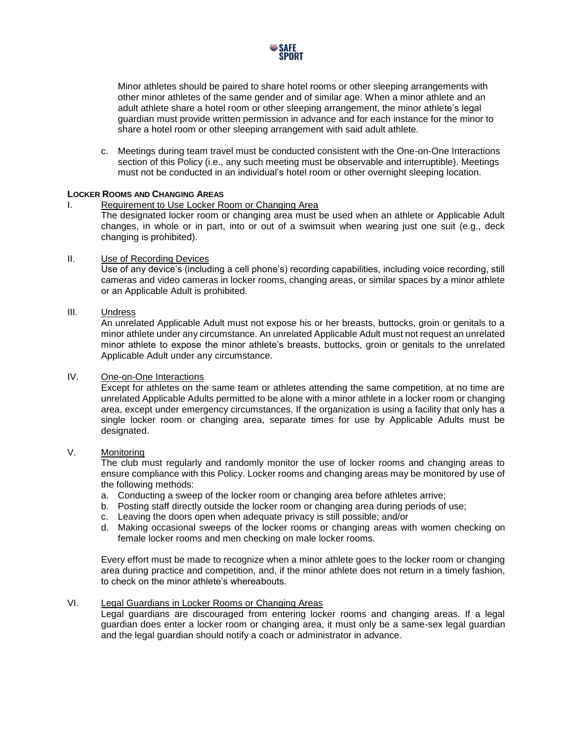Minor athletes should be paired to share hotel rooms or other sleeping arrangements with other minor athletes of the same gender and of similar age. When a minor athlete and an adult athlete share a hotel room or other sleeping arrangement, the minor athlete's legal guardian must provide written permission in advance and for each instance for the minor to share a hotel room or other sleeping arrangement with said adult athlete.

c. Meetings during team travel must be conducted consistent with the One-on-One Interactions section of this Policy (i.e., any such meeting must be observable and interruptible). Meetings must not be conducted in an individual's hotel room or other overnight sleeping location.

**LOCKER ROOMS AND CHANGING AREAS**

I. Requirement to Use Locker Room or Changing Area

The designated locker room or changing area must be used when an athlete or Applicable Adult changes, in whole or in part, into or out of a swimsuit when wearing just one suit (e.g., deck changing is prohibited).

II. Use of Recording Devices

Use of any device's (including a cell phone's) recording capabilities, including voice recording, still cameras and video cameras in locker rooms, changing areas, or similar spaces by a minor athlete or an Applicable Adult is prohibited.

III. Undress

An unrelated Applicable Adult must not expose his or her breasts, buttocks, groin or genitals to a minor athlete under any circumstance. An unrelated Applicable Adult must not request an unrelated minor athlete to expose the minor athlete's breasts, buttocks, groin or genitals to the unrelated Applicable Adult under any circumstance.

IV. One-on-One Interactions

Except for athletes on the same team or athletes attending the same competition, at no time are unrelated Applicable Adults permitted to be alone with a minor athlete in a locker room or changing area, except under emergency circumstances. If the organization is using a facility that only has a single locker room or changing area, separate times for use by Applicable Adults must be designated.

V. Monitoring

The club must regularly and randomly monitor the use of locker rooms and changing areas to ensure compliance with this Policy. Locker rooms and changing areas may be monitored by use of the following methods:

a. Conducting a sweep of the locker room or changing area before athletes arrive;
b. Posting staff directly outside the locker room or changing area during periods of use;
c. Leaving the doors open when adequate privacy is still possible; and/or
d. Making occasional sweeps of the locker rooms or changing areas with women checking on female locker rooms and men checking on male locker rooms.

Every effort must be made to recognize when a minor athlete goes to the locker room or changing area during practice and competition, and, if the minor athlete does not return in a timely fashion, to check on the minor athlete's whereabouts.

VI. Legal Guardians in Locker Rooms or Changing Areas

Legal guardians are discouraged from entering locker rooms and changing areas. If a legal guardian does enter a locker room or changing area, it must only be a same-sex legal guardian and the legal guardian should notify a coach or administrator in advance.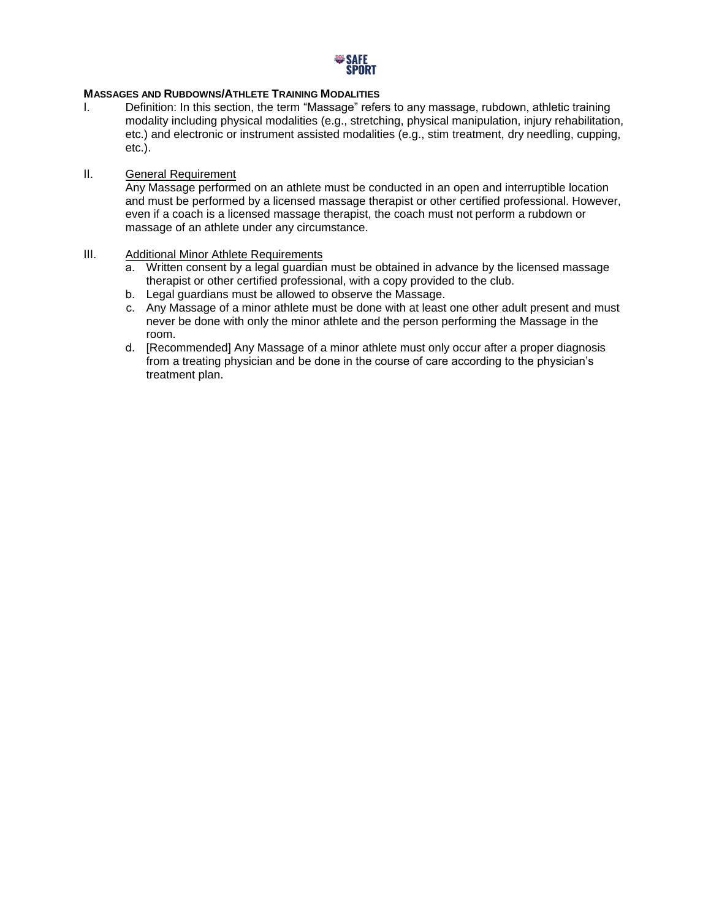## Massages and Rubdowns/Athlete Training Modalities

I. Definition: In this section, the term “Massage” refers to any massage, rubdown, athletic training modality including physical modalities (e.g., stretching, physical manipulation, injury rehabilitation, etc.) and electronic or instrument assisted modalities (e.g., stim treatment, dry needling, cupping, etc.).

II. General Requirement

Any Massage performed on an athlete must be conducted in an open and interruptible location and must be performed by a licensed massage therapist or other certified professional. However, even if a coach is a licensed massage therapist, the coach must not perform a rubdown or massage of an athlete under any circumstance.

III. Additional Minor Athlete Requirements

a. Written consent by a legal guardian must be obtained in advance by the licensed massage therapist or other certified professional, with a copy provided to the club.
b. Legal guardians must be allowed to observe the Massage.
c. Any Massage of a minor athlete must be done with at least one other adult present and must never be done with only the minor athlete and the person performing the Massage in the room.
d. [Recommended] Any Massage of a minor athlete must only occur after a proper diagnosis from a treating physician and be done in the course of care according to the physician’s treatment plan.